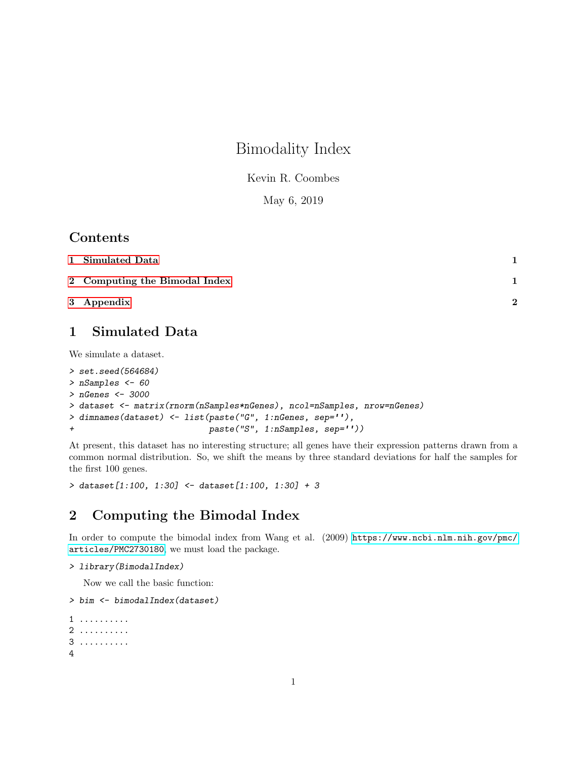# Bimodality Index

Kevin R. Coombes

May 6, 2019

## Contents

1 Simulated Data ........ 1

2 Computing the Bimodal Index ........ 1

3 Appendix ........ 2

## 1 Simulated Data

We simulate a dataset.

```
> set.seed(564684)
> nSamples <- 60
> nGenes <- 3000
> dataset <- matrix(rnorm(nSamples*nGenes), ncol=nSamples, nrow=nGenes)
> dimnames(dataset) <- list(paste("G", 1:nGenes, sep=''),
+                           paste("S", 1:nSamples, sep=''))
```

At present, this dataset has no interesting structure; all genes have their expression patterns drawn from a common normal distribution. So, we shift the means by three standard deviations for half the samples for the first 100 genes.

```
> dataset[1:100, 1:30] <- dataset[1:100, 1:30] + 3
```

## 2 Computing the Bimodal Index

In order to compute the bimodal index from Wang et al. (2009) https://www.ncbi.nlm.nih.gov/pmc/articles/PMC2730180, we must load the package.

```
> library(BimodalIndex)
```

Now we call the basic function:

```
> bim <- bimodalIndex(dataset)
```

```
1 ..........
2 ..........
3 ..........
4
```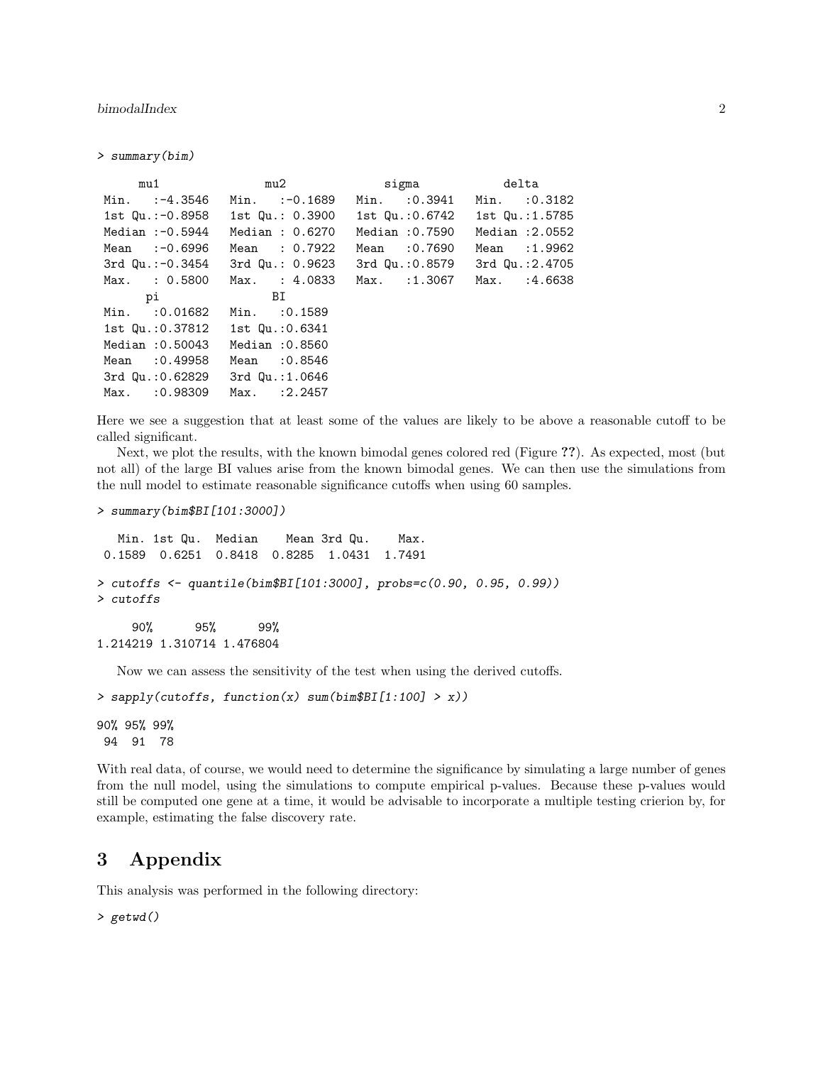```
> summary(bim)

      mu1                mu2              sigma            delta       
 Min.   :-4.3546   Min.   :-0.1689   Min.   :0.3941   Min.   :0.3182  
 1st Qu.:-0.8958   1st Qu.: 0.3900   1st Qu.:0.6742   1st Qu.:1.5785  
 Median :-0.5944   Median : 0.6270   Median :0.7590   Median :2.0552  
 Mean   :-0.6996   Mean   : 0.7922   Mean   :0.7690   Mean   :1.9962  
 3rd Qu.:-0.3454   3rd Qu.: 0.9623   3rd Qu.:0.8579   3rd Qu.:2.4705  
 Max.   : 0.5800   Max.   : 4.0833   Max.   :1.3067   Max.   :4.6638  
       pi                BI        
 Min.   :0.01682   Min.   :0.1589  
 1st Qu.:0.37812   1st Qu.:0.6341  
 Median :0.50043   Median :0.8560  
 Mean   :0.49958   Mean   :0.8546  
 3rd Qu.:0.62829   3rd Qu.:1.0646  
 Max.   :0.98309   Max.   :2.2457  
```

Here we see a suggestion that at least some of the values are likely to be above a reasonable cutoff to be called significant.

Next, we plot the results, with the known bimodal genes colored red (Figure ??). As expected, most (but not all) of the large BI values arise from the known bimodal genes. We can then use the simulations from the null model to estimate reasonable significance cutoffs when using 60 samples.

```
> summary(bim$BI[101:3000])

   Min. 1st Qu.  Median    Mean 3rd Qu.    Max. 
 0.1589  0.6251  0.8418  0.8285  1.0431  1.7491 

> cutoffs <- quantile(bim$BI[101:3000], probs=c(0.90, 0.95, 0.99))
> cutoffs

     90%      95%      99% 
1.214219 1.310714 1.476804 
```

Now we can assess the sensitivity of the test when using the derived cutoffs.

```
> sapply(cutoffs, function(x) sum(bim$BI[1:100] > x))

90% 95% 99% 
 94  91  78 
```

With real data, of course, we would need to determine the significance by simulating a large number of genes from the null model, using the simulations to compute empirical p-values. Because these p-values would still be computed one gene at a time, it would be advisable to incorporate a multiple testing crierion by, for example, estimating the false discovery rate.

# 3 Appendix

This analysis was performed in the following directory:

```
> getwd()
```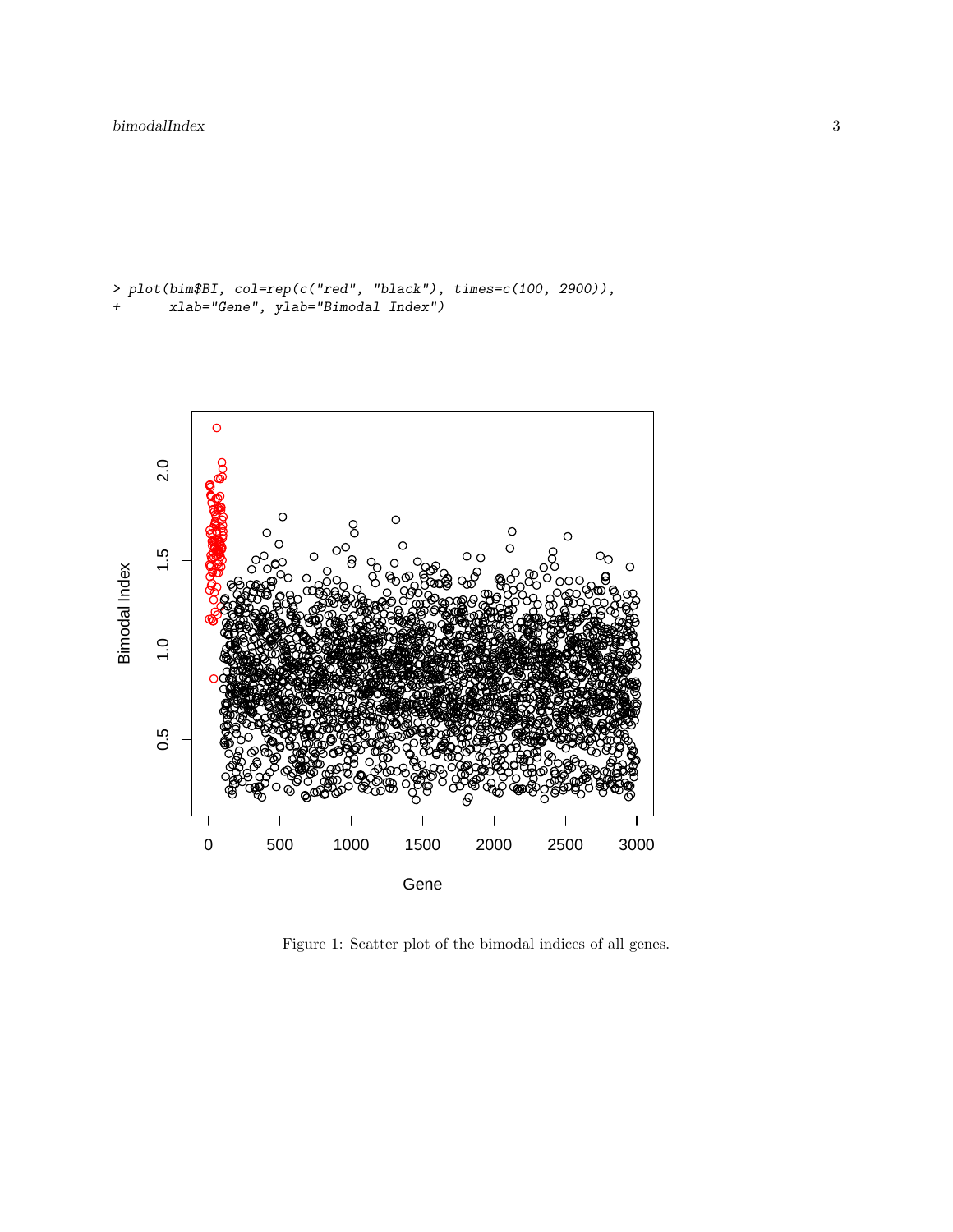```
> plot(bim$BI, col=rep(c("red", "black"), times=c(100, 2900)),
+      xlab="Gene", ylab="Bimodal Index")
```

Figure 1: Scatter plot of the bimodal indices of all genes.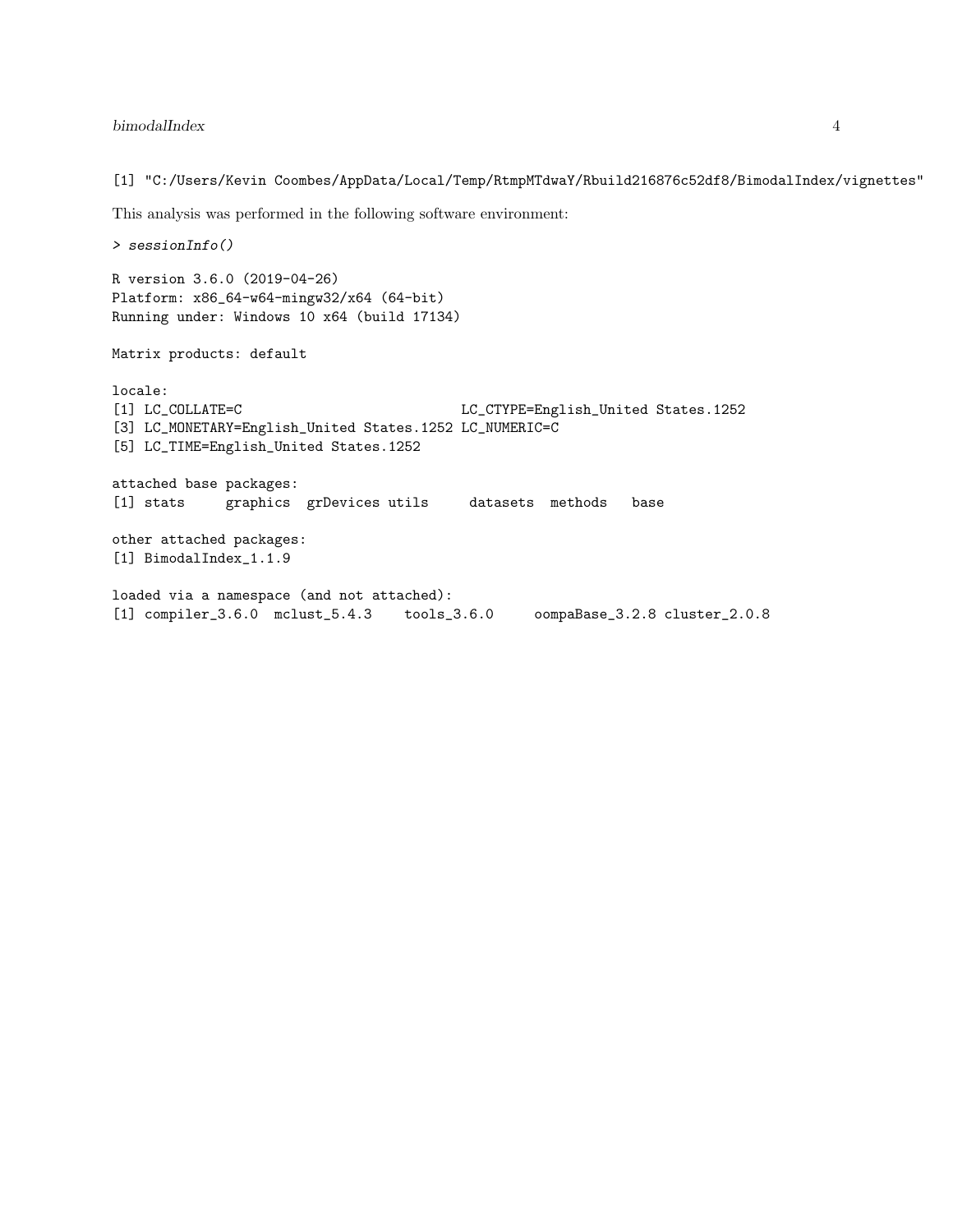```
[1] "C:/Users/Kevin Coombes/AppData/Local/Temp/RtmpMTdwaY/Rbuild216876c52df8/BimodalIndex/vignettes"
```

This analysis was performed in the following software environment:

```
> sessionInfo()

R version 3.6.0 (2019-04-26)
Platform: x86_64-w64-mingw32/x64 (64-bit)
Running under: Windows 10 x64 (build 17134)

Matrix products: default

locale:
[1] LC_COLLATE=C                           LC_CTYPE=English_United States.1252
[3] LC_MONETARY=English_United States.1252 LC_NUMERIC=C
[5] LC_TIME=English_United States.1252

attached base packages:
[1] stats     graphics  grDevices utils     datasets  methods   base

other attached packages:
[1] BimodalIndex_1.1.9

loaded via a namespace (and not attached):
[1] compiler_3.6.0  mclust_5.4.3    tools_3.6.0     oompaBase_3.2.8 cluster_2.0.8
```